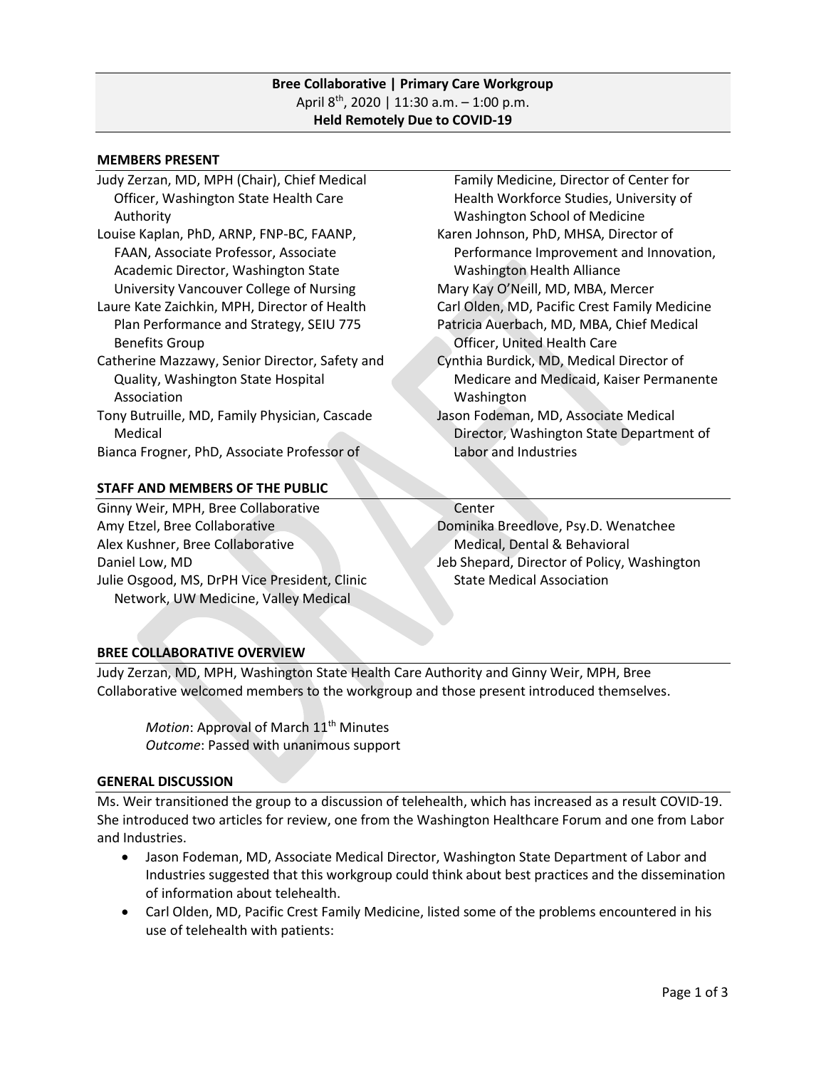**Bree Collaborative | Primary Care Workgroup**
April 8th, 2020 | 11:30 a.m. – 1:00 p.m.
**Held Remotely Due to COVID-19**

## MEMBERS PRESENT

Judy Zerzan, MD, MPH (Chair), Chief Medical Officer, Washington State Health Care Authority
Louise Kaplan, PhD, ARNP, FNP-BC, FAANP, FAAN, Associate Professor, Associate Academic Director, Washington State University Vancouver College of Nursing
Laure Kate Zaichkin, MPH, Director of Health Plan Performance and Strategy, SEIU 775 Benefits Group
Catherine Mazzawy, Senior Director, Safety and Quality, Washington State Hospital Association
Tony Butruille, MD, Family Physician, Cascade Medical
Bianca Frogner, PhD, Associate Professor of Family Medicine, Director of Center for Health Workforce Studies, University of Washington School of Medicine
Karen Johnson, PhD, MHSA, Director of Performance Improvement and Innovation, Washington Health Alliance
Mary Kay O'Neill, MD, MBA, Mercer
Carl Olden, MD, Pacific Crest Family Medicine
Patricia Auerbach, MD, MBA, Chief Medical Officer, United Health Care
Cynthia Burdick, MD, Medical Director of Medicare and Medicaid, Kaiser Permanente Washington
Jason Fodeman, MD, Associate Medical Director, Washington State Department of Labor and Industries

## STAFF AND MEMBERS OF THE PUBLIC

Ginny Weir, MPH, Bree Collaborative
Amy Etzel, Bree Collaborative
Alex Kushner, Bree Collaborative
Daniel Low, MD
Julie Osgood, MS, DrPH Vice President, Clinic Network, UW Medicine, Valley Medical Center
Dominika Breedlove, Psy.D. Wenatchee Medical, Dental & Behavioral
Jeb Shepard, Director of Policy, Washington State Medical Association

## BREE COLLABORATIVE OVERVIEW

Judy Zerzan, MD, MPH, Washington State Health Care Authority and Ginny Weir, MPH, Bree Collaborative welcomed members to the workgroup and those present introduced themselves.

> *Motion*: Approval of March 11th Minutes
> *Outcome*: Passed with unanimous support

## GENERAL DISCUSSION

Ms. Weir transitioned the group to a discussion of telehealth, which has increased as a result COVID-19. She introduced two articles for review, one from the Washington Healthcare Forum and one from Labor and Industries.

- Jason Fodeman, MD, Associate Medical Director, Washington State Department of Labor and Industries suggested that this workgroup could think about best practices and the dissemination of information about telehealth.
- Carl Olden, MD, Pacific Crest Family Medicine, listed some of the problems encountered in his use of telehealth with patients: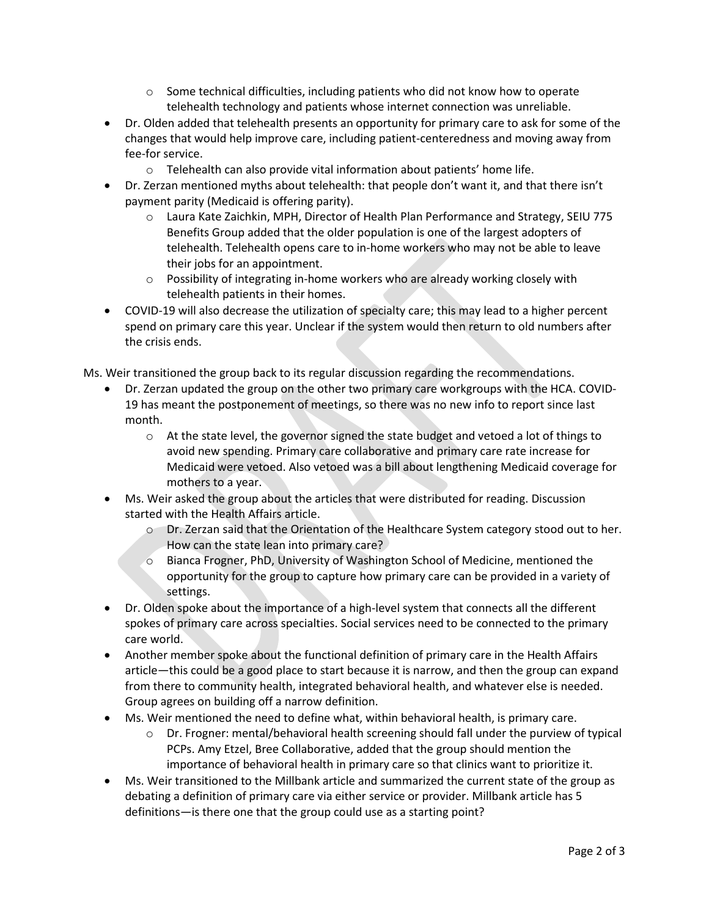- Some technical difficulties, including patients who did not know how to operate telehealth technology and patients whose internet connection was unreliable.
- Dr. Olden added that telehealth presents an opportunity for primary care to ask for some of the changes that would help improve care, including patient-centeredness and moving away from fee-for service.
  - Telehealth can also provide vital information about patients' home life.
- Dr. Zerzan mentioned myths about telehealth: that people don't want it, and that there isn't payment parity (Medicaid is offering parity).
  - Laura Kate Zaichkin, MPH, Director of Health Plan Performance and Strategy, SEIU 775 Benefits Group added that the older population is one of the largest adopters of telehealth. Telehealth opens care to in-home workers who may not be able to leave their jobs for an appointment.
  - Possibility of integrating in-home workers who are already working closely with telehealth patients in their homes.
- COVID-19 will also decrease the utilization of specialty care; this may lead to a higher percent spend on primary care this year. Unclear if the system would then return to old numbers after the crisis ends.

Ms. Weir transitioned the group back to its regular discussion regarding the recommendations.

- Dr. Zerzan updated the group on the other two primary care workgroups with the HCA. COVID-19 has meant the postponement of meetings, so there was no new info to report since last month.
  - At the state level, the governor signed the state budget and vetoed a lot of things to avoid new spending. Primary care collaborative and primary care rate increase for Medicaid were vetoed. Also vetoed was a bill about lengthening Medicaid coverage for mothers to a year.
- Ms. Weir asked the group about the articles that were distributed for reading. Discussion started with the Health Affairs article.
  - Dr. Zerzan said that the Orientation of the Healthcare System category stood out to her. How can the state lean into primary care?
  - Bianca Frogner, PhD, University of Washington School of Medicine, mentioned the opportunity for the group to capture how primary care can be provided in a variety of settings.
- Dr. Olden spoke about the importance of a high-level system that connects all the different spokes of primary care across specialties. Social services need to be connected to the primary care world.
- Another member spoke about the functional definition of primary care in the Health Affairs article—this could be a good place to start because it is narrow, and then the group can expand from there to community health, integrated behavioral health, and whatever else is needed. Group agrees on building off a narrow definition.
- Ms. Weir mentioned the need to define what, within behavioral health, is primary care.
  - Dr. Frogner: mental/behavioral health screening should fall under the purview of typical PCPs. Amy Etzel, Bree Collaborative, added that the group should mention the importance of behavioral health in primary care so that clinics want to prioritize it.
- Ms. Weir transitioned to the Millbank article and summarized the current state of the group as debating a definition of primary care via either service or provider. Millbank article has 5 definitions—is there one that the group could use as a starting point?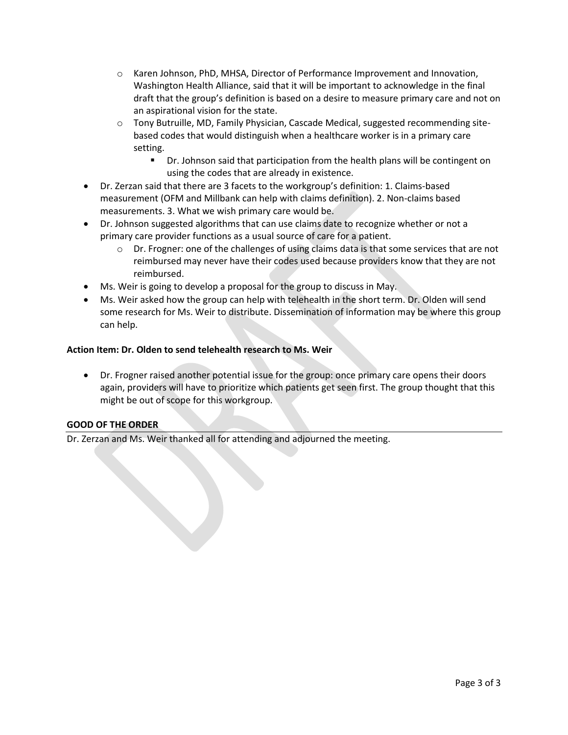- Karen Johnson, PhD, MHSA, Director of Performance Improvement and Innovation, Washington Health Alliance, said that it will be important to acknowledge in the final draft that the group's definition is based on a desire to measure primary care and not on an aspirational vision for the state.
  - Tony Butruille, MD, Family Physician, Cascade Medical, suggested recommending site-based codes that would distinguish when a healthcare worker is in a primary care setting.
    - Dr. Johnson said that participation from the health plans will be contingent on using the codes that are already in existence.
- Dr. Zerzan said that there are 3 facets to the workgroup's definition: 1. Claims-based measurement (OFM and Millbank can help with claims definition). 2. Non-claims based measurements. 3. What we wish primary care would be.
- Dr. Johnson suggested algorithms that can use claims date to recognize whether or not a primary care provider functions as a usual source of care for a patient.
  - Dr. Frogner: one of the challenges of using claims data is that some services that are not reimbursed may never have their codes used because providers know that they are not reimbursed.
- Ms. Weir is going to develop a proposal for the group to discuss in May.
- Ms. Weir asked how the group can help with telehealth in the short term. Dr. Olden will send some research for Ms. Weir to distribute. Dissemination of information may be where this group can help.

**Action Item: Dr. Olden to send telehealth research to Ms. Weir**

- Dr. Frogner raised another potential issue for the group: once primary care opens their doors again, providers will have to prioritize which patients get seen first. The group thought that this might be out of scope for this workgroup.

**GOOD OF THE ORDER**

Dr. Zerzan and Ms. Weir thanked all for attending and adjourned the meeting.